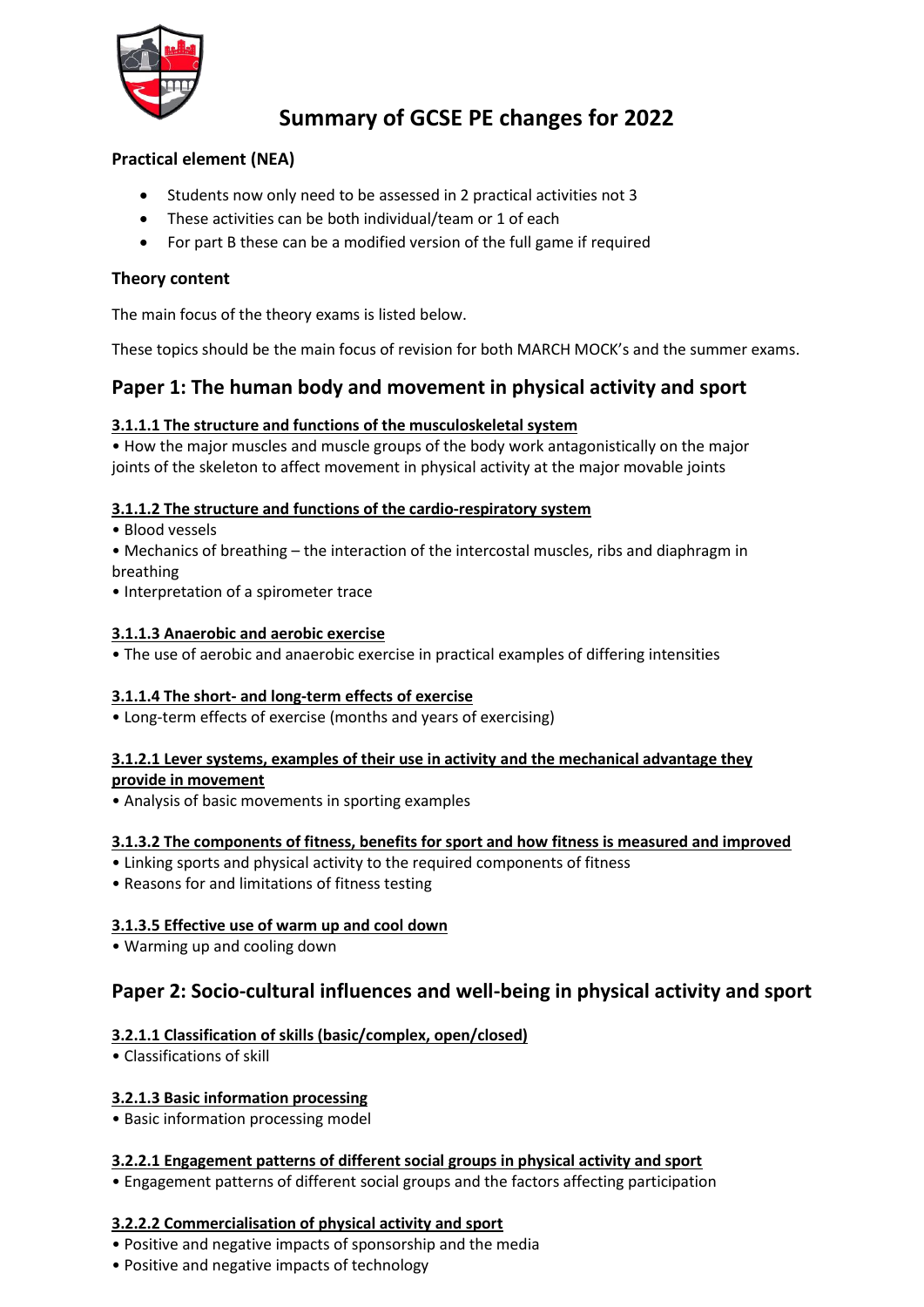# Summary of GCSE PE changes for 2022

**Practical element (NEA)**

- Students now only need to be assessed in 2 practical activities not 3
- These activities can be both individual/team or 1 of each
- For part B these can be a modified version of the full game if required

**Theory content**

The main focus of the theory exams is listed below.

These topics should be the main focus of revision for both MARCH MOCK's and the summer exams.

## Paper 1: The human body and movement in physical activity and sport

**3.1.1.1 The structure and functions of the musculoskeletal system**

• How the major muscles and muscle groups of the body work antagonistically on the major joints of the skeleton to affect movement in physical activity at the major movable joints

**3.1.1.2 The structure and functions of the cardio-respiratory system**

• Blood vessels
• Mechanics of breathing – the interaction of the intercostal muscles, ribs and diaphragm in breathing
• Interpretation of a spirometer trace

**3.1.1.3 Anaerobic and aerobic exercise**

• The use of aerobic and anaerobic exercise in practical examples of differing intensities

**3.1.1.4 The short- and long-term effects of exercise**

• Long-term effects of exercise (months and years of exercising)

**3.1.2.1 Lever systems, examples of their use in activity and the mechanical advantage they provide in movement**

• Analysis of basic movements in sporting examples

**3.1.3.2 The components of fitness, benefits for sport and how fitness is measured and improved**

• Linking sports and physical activity to the required components of fitness
• Reasons for and limitations of fitness testing

**3.1.3.5 Effective use of warm up and cool down**

• Warming up and cooling down

## Paper 2: Socio-cultural influences and well-being in physical activity and sport

**3.2.1.1 Classification of skills (basic/complex, open/closed)**

• Classifications of skill

**3.2.1.3 Basic information processing**

• Basic information processing model

**3.2.2.1 Engagement patterns of different social groups in physical activity and sport**

• Engagement patterns of different social groups and the factors affecting participation

**3.2.2.2 Commercialisation of physical activity and sport**

• Positive and negative impacts of sponsorship and the media
• Positive and negative impacts of technology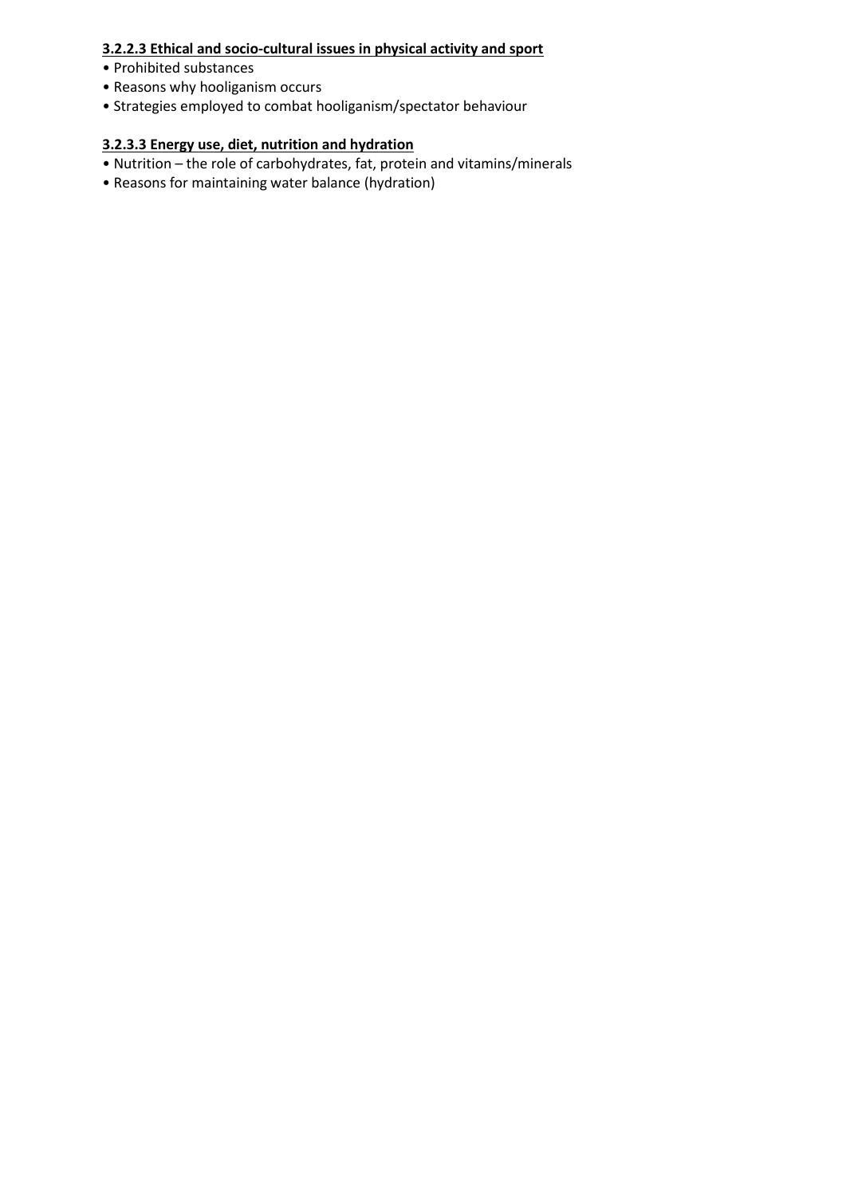**3.2.2.3 Ethical and socio-cultural issues in physical activity and sport**

- Prohibited substances
- Reasons why hooliganism occurs
- Strategies employed to combat hooliganism/spectator behaviour

**3.2.3.3 Energy use, diet, nutrition and hydration**

- Nutrition – the role of carbohydrates, fat, protein and vitamins/minerals
- Reasons for maintaining water balance (hydration)